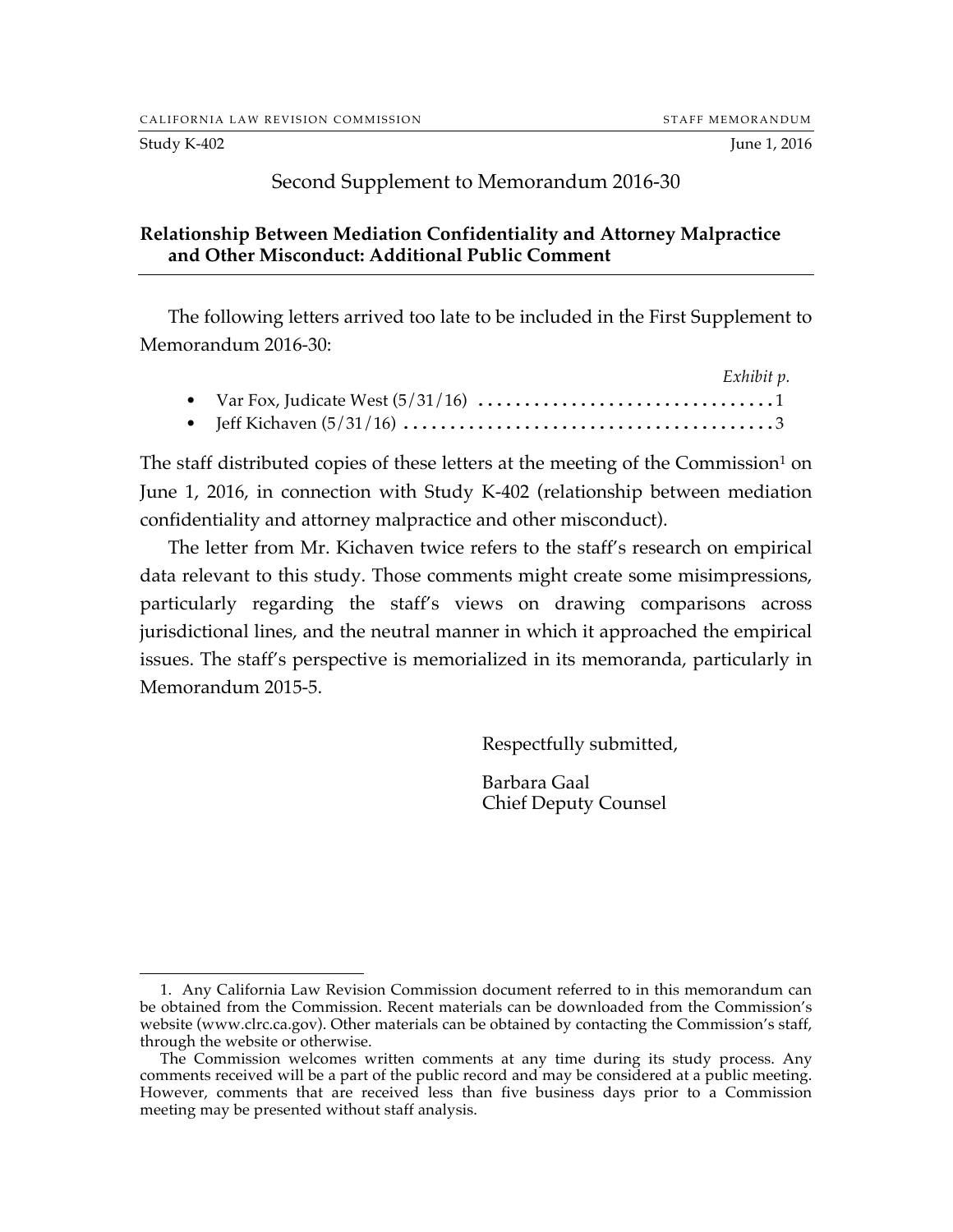CALIFORNIA LAW REVISION COMMISSION — STAFF MEMORANDUM

Study K-402 — June 1, 2016

# Second Supplement to Memorandum 2016-30

## Relationship Between Mediation Confidentiality and Attorney Malpractice and Other Misconduct: Additional Public Comment

The following letters arrived too late to be included in the First Supplement to Memorandum 2016-30:

| | *Exhibit p.* |
|---|---|
| • Var Fox, Judicate West (5/31/16) | 1 |
| • Jeff Kichaven (5/31/16) | 3 |

The staff distributed copies of these letters at the meeting of the Commission[1] on June 1, 2016, in connection with Study K-402 (relationship between mediation confidentiality and attorney malpractice and other misconduct).

The letter from Mr. Kichaven twice refers to the staff's research on empirical data relevant to this study. Those comments might create some misimpressions, particularly regarding the staff's views on drawing comparisons across jurisdictional lines, and the neutral manner in which it approached the empirical issues. The staff's perspective is memorialized in its memoranda, particularly in Memorandum 2015-5.

Respectfully submitted,

Barbara Gaal
Chief Deputy Counsel

---

1. Any California Law Revision Commission document referred to in this memorandum can be obtained from the Commission. Recent materials can be downloaded from the Commission's website (www.clrc.ca.gov). Other materials can be obtained by contacting the Commission's staff, through the website or otherwise.

The Commission welcomes written comments at any time during its study process. Any comments received will be a part of the public record and may be considered at a public meeting. However, comments that are received less than five business days prior to a Commission meeting may be presented without staff analysis.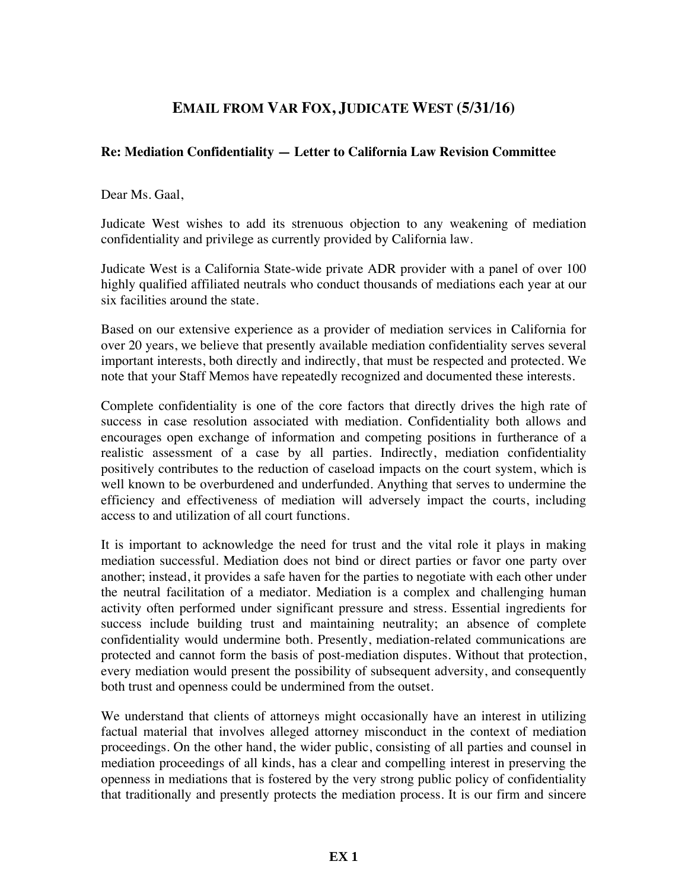## EMAIL FROM VAR FOX, JUDICATE WEST (5/31/16)

**Re: Mediation Confidentiality — Letter to California Law Revision Committee**

Dear Ms. Gaal,

Judicate West wishes to add its strenuous objection to any weakening of mediation confidentiality and privilege as currently provided by California law.

Judicate West is a California State-wide private ADR provider with a panel of over 100 highly qualified affiliated neutrals who conduct thousands of mediations each year at our six facilities around the state.

Based on our extensive experience as a provider of mediation services in California for over 20 years, we believe that presently available mediation confidentiality serves several important interests, both directly and indirectly, that must be respected and protected. We note that your Staff Memos have repeatedly recognized and documented these interests.

Complete confidentiality is one of the core factors that directly drives the high rate of success in case resolution associated with mediation. Confidentiality both allows and encourages open exchange of information and competing positions in furtherance of a realistic assessment of a case by all parties. Indirectly, mediation confidentiality positively contributes to the reduction of caseload impacts on the court system, which is well known to be overburdened and underfunded. Anything that serves to undermine the efficiency and effectiveness of mediation will adversely impact the courts, including access to and utilization of all court functions.

It is important to acknowledge the need for trust and the vital role it plays in making mediation successful. Mediation does not bind or direct parties or favor one party over another; instead, it provides a safe haven for the parties to negotiate with each other under the neutral facilitation of a mediator. Mediation is a complex and challenging human activity often performed under significant pressure and stress. Essential ingredients for success include building trust and maintaining neutrality; an absence of complete confidentiality would undermine both. Presently, mediation-related communications are protected and cannot form the basis of post-mediation disputes. Without that protection, every mediation would present the possibility of subsequent adversity, and consequently both trust and openness could be undermined from the outset.

We understand that clients of attorneys might occasionally have an interest in utilizing factual material that involves alleged attorney misconduct in the context of mediation proceedings. On the other hand, the wider public, consisting of all parties and counsel in mediation proceedings of all kinds, has a clear and compelling interest in preserving the openness in mediations that is fostered by the very strong public policy of confidentiality that traditionally and presently protects the mediation process. It is our firm and sincere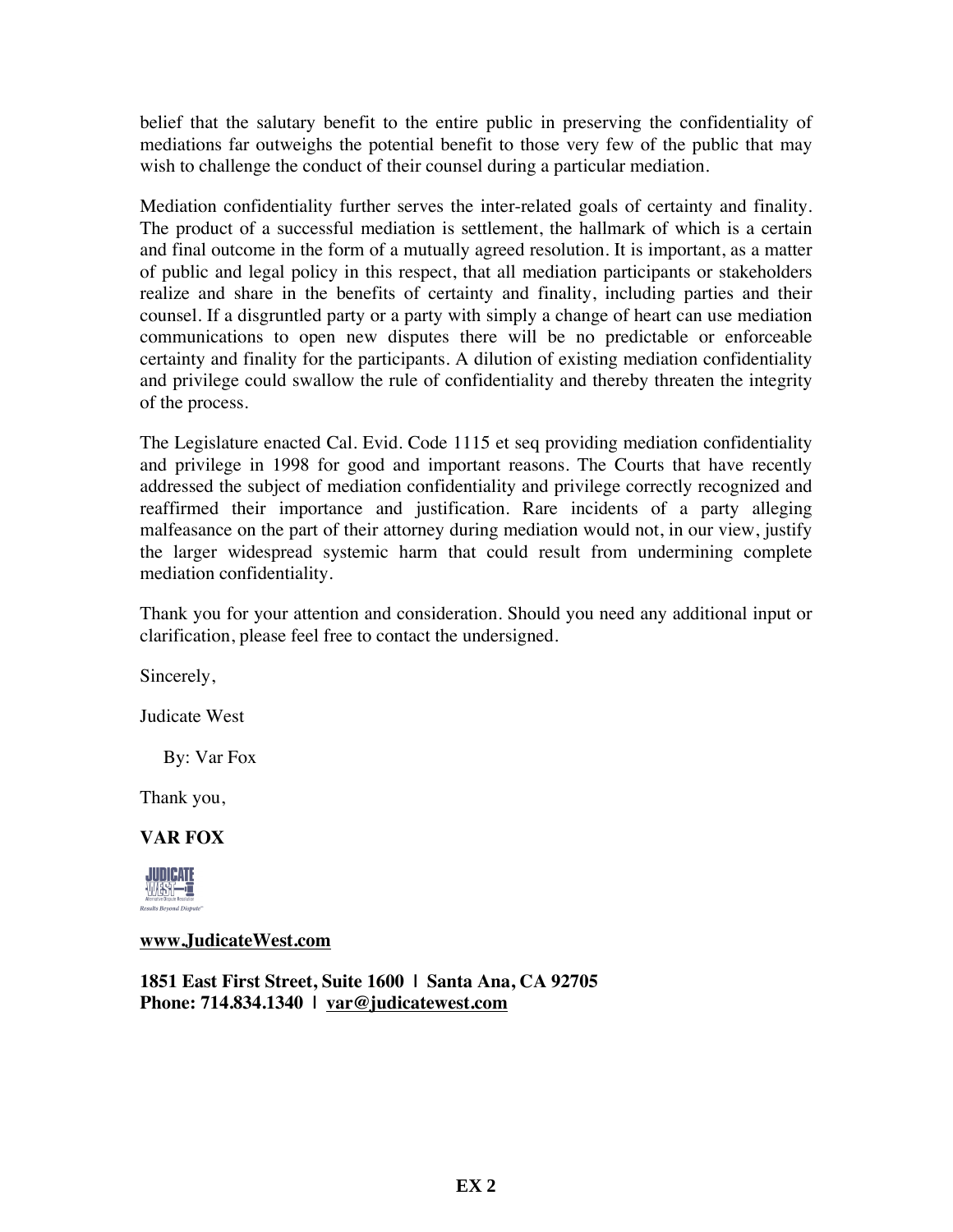belief that the salutary benefit to the entire public in preserving the confidentiality of mediations far outweighs the potential benefit to those very few of the public that may wish to challenge the conduct of their counsel during a particular mediation.

Mediation confidentiality further serves the inter-related goals of certainty and finality. The product of a successful mediation is settlement, the hallmark of which is a certain and final outcome in the form of a mutually agreed resolution. It is important, as a matter of public and legal policy in this respect, that all mediation participants or stakeholders realize and share in the benefits of certainty and finality, including parties and their counsel. If a disgruntled party or a party with simply a change of heart can use mediation communications to open new disputes there will be no predictable or enforceable certainty and finality for the participants. A dilution of existing mediation confidentiality and privilege could swallow the rule of confidentiality and thereby threaten the integrity of the process.

The Legislature enacted Cal. Evid. Code 1115 et seq providing mediation confidentiality and privilege in 1998 for good and important reasons. The Courts that have recently addressed the subject of mediation confidentiality and privilege correctly recognized and reaffirmed their importance and justification. Rare incidents of a party alleging malfeasance on the part of their attorney during mediation would not, in our view, justify the larger widespread systemic harm that could result from undermining complete mediation confidentiality.

Thank you for your attention and consideration. Should you need any additional input or clarification, please feel free to contact the undersigned.

Sincerely,

Judicate West

By: Var Fox

Thank you,

**VAR FOX**

JUDICATE WEST
Alternative Dispute Resolution
*Results Beyond Dispute*™

[www.JudicateWest.com](http://www.JudicateWest.com)

**1851 East First Street, Suite 1600 | Santa Ana, CA 92705**
**Phone: 714.834.1340 | [var@judicatewest.com](mailto:var@judicatewest.com)**

**EX 2**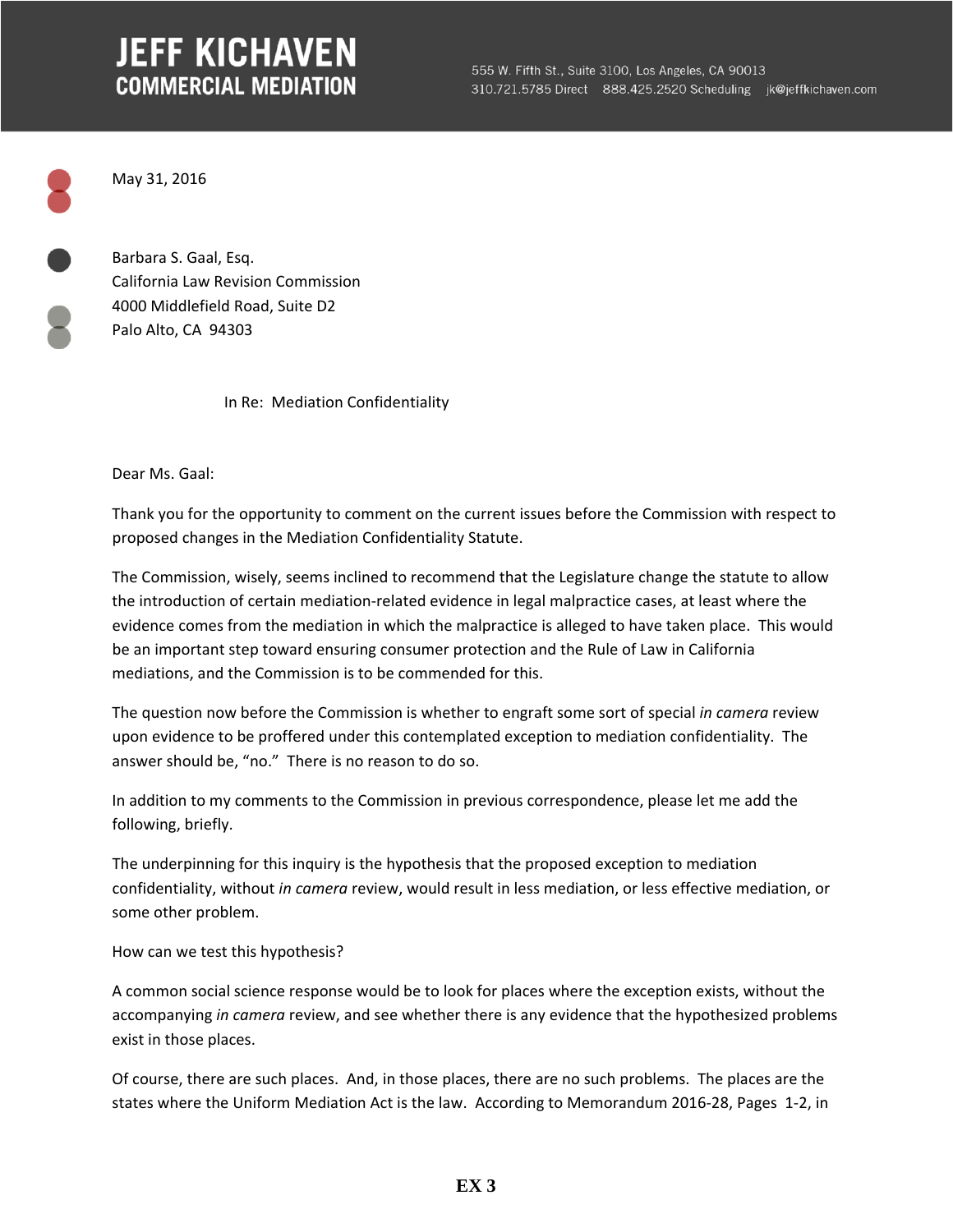# JEFF KICHAVEN
## COMMERCIAL MEDIATION

555 W. Fifth St., Suite 3100, Los Angeles, CA 90013
310.721.5785 Direct 888.425.2520 Scheduling jk@jeffkichaven.com

May 31, 2016

Barbara S. Gaal, Esq.
California Law Revision Commission
4000 Middlefield Road, Suite D2
Palo Alto, CA 94303

In Re: Mediation Confidentiality

Dear Ms. Gaal:

Thank you for the opportunity to comment on the current issues before the Commission with respect to proposed changes in the Mediation Confidentiality Statute.

The Commission, wisely, seems inclined to recommend that the Legislature change the statute to allow the introduction of certain mediation-related evidence in legal malpractice cases, at least where the evidence comes from the mediation in which the malpractice is alleged to have taken place. This would be an important step toward ensuring consumer protection and the Rule of Law in California mediations, and the Commission is to be commended for this.

The question now before the Commission is whether to engraft some sort of special *in camera* review upon evidence to be proffered under this contemplated exception to mediation confidentiality. The answer should be, "no." There is no reason to do so.

In addition to my comments to the Commission in previous correspondence, please let me add the following, briefly.

The underpinning for this inquiry is the hypothesis that the proposed exception to mediation confidentiality, without *in camera* review, would result in less mediation, or less effective mediation, or some other problem.

How can we test this hypothesis?

A common social science response would be to look for places where the exception exists, without the accompanying *in camera* review, and see whether there is any evidence that the hypothesized problems exist in those places.

Of course, there are such places. And, in those places, there are no such problems. The places are the states where the Uniform Mediation Act is the law. According to Memorandum 2016-28, Pages 1-2, in

**EX 3**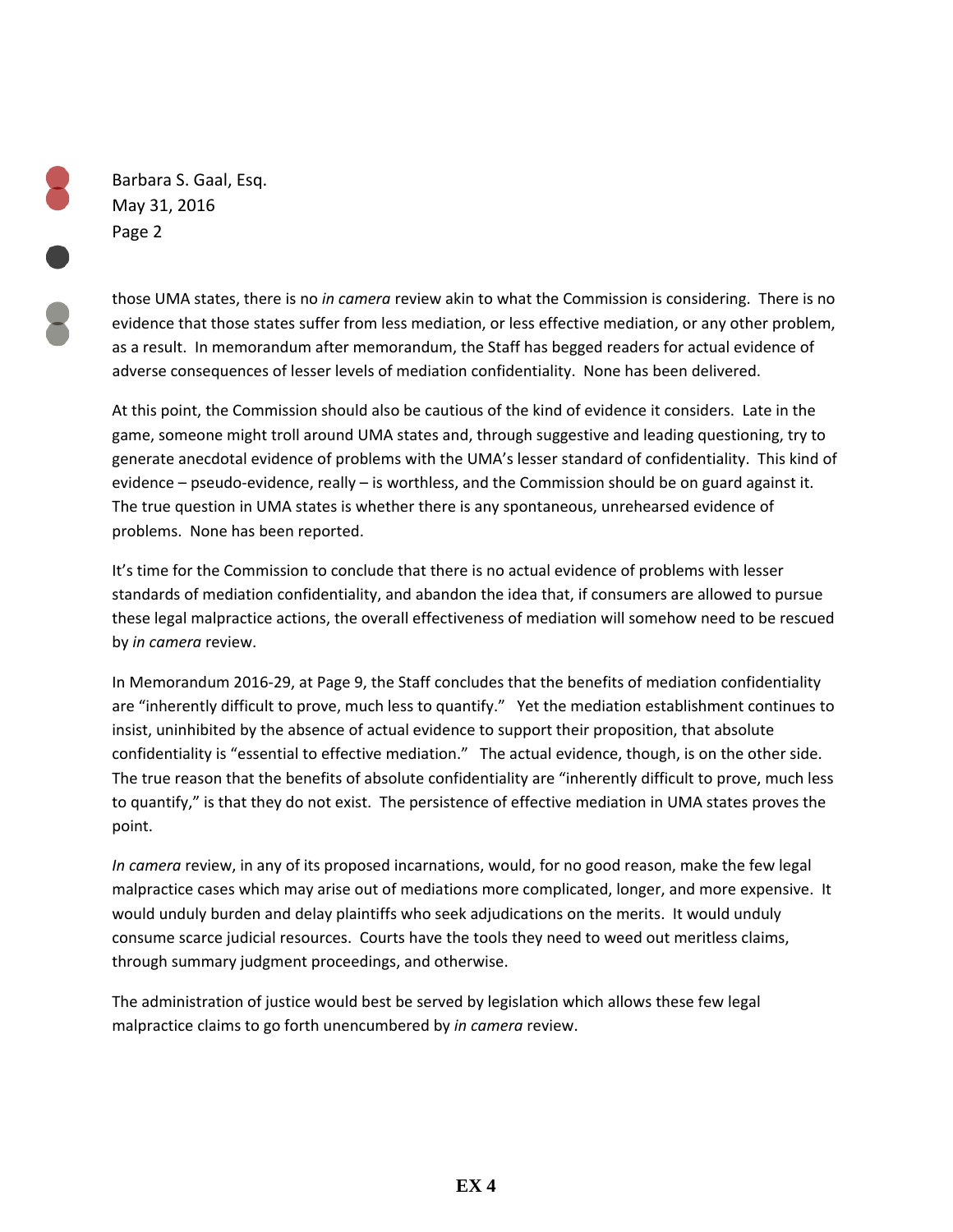those UMA states, there is no *in camera* review akin to what the Commission is considering. There is no evidence that those states suffer from less mediation, or less effective mediation, or any other problem, as a result. In memorandum after memorandum, the Staff has begged readers for actual evidence of adverse consequences of lesser levels of mediation confidentiality. None has been delivered.

At this point, the Commission should also be cautious of the kind of evidence it considers. Late in the game, someone might troll around UMA states and, through suggestive and leading questioning, try to generate anecdotal evidence of problems with the UMA's lesser standard of confidentiality. This kind of evidence – pseudo-evidence, really – is worthless, and the Commission should be on guard against it. The true question in UMA states is whether there is any spontaneous, unrehearsed evidence of problems. None has been reported.

It's time for the Commission to conclude that there is no actual evidence of problems with lesser standards of mediation confidentiality, and abandon the idea that, if consumers are allowed to pursue these legal malpractice actions, the overall effectiveness of mediation will somehow need to be rescued by *in camera* review.

In Memorandum 2016-29, at Page 9, the Staff concludes that the benefits of mediation confidentiality are "inherently difficult to prove, much less to quantify." Yet the mediation establishment continues to insist, uninhibited by the absence of actual evidence to support their proposition, that absolute confidentiality is "essential to effective mediation." The actual evidence, though, is on the other side. The true reason that the benefits of absolute confidentiality are "inherently difficult to prove, much less to quantify," is that they do not exist. The persistence of effective mediation in UMA states proves the point.

*In camera* review, in any of its proposed incarnations, would, for no good reason, make the few legal malpractice cases which may arise out of mediations more complicated, longer, and more expensive. It would unduly burden and delay plaintiffs who seek adjudications on the merits. It would unduly consume scarce judicial resources. Courts have the tools they need to weed out meritless claims, through summary judgment proceedings, and otherwise.

The administration of justice would best be served by legislation which allows these few legal malpractice claims to go forth unencumbered by *in camera* review.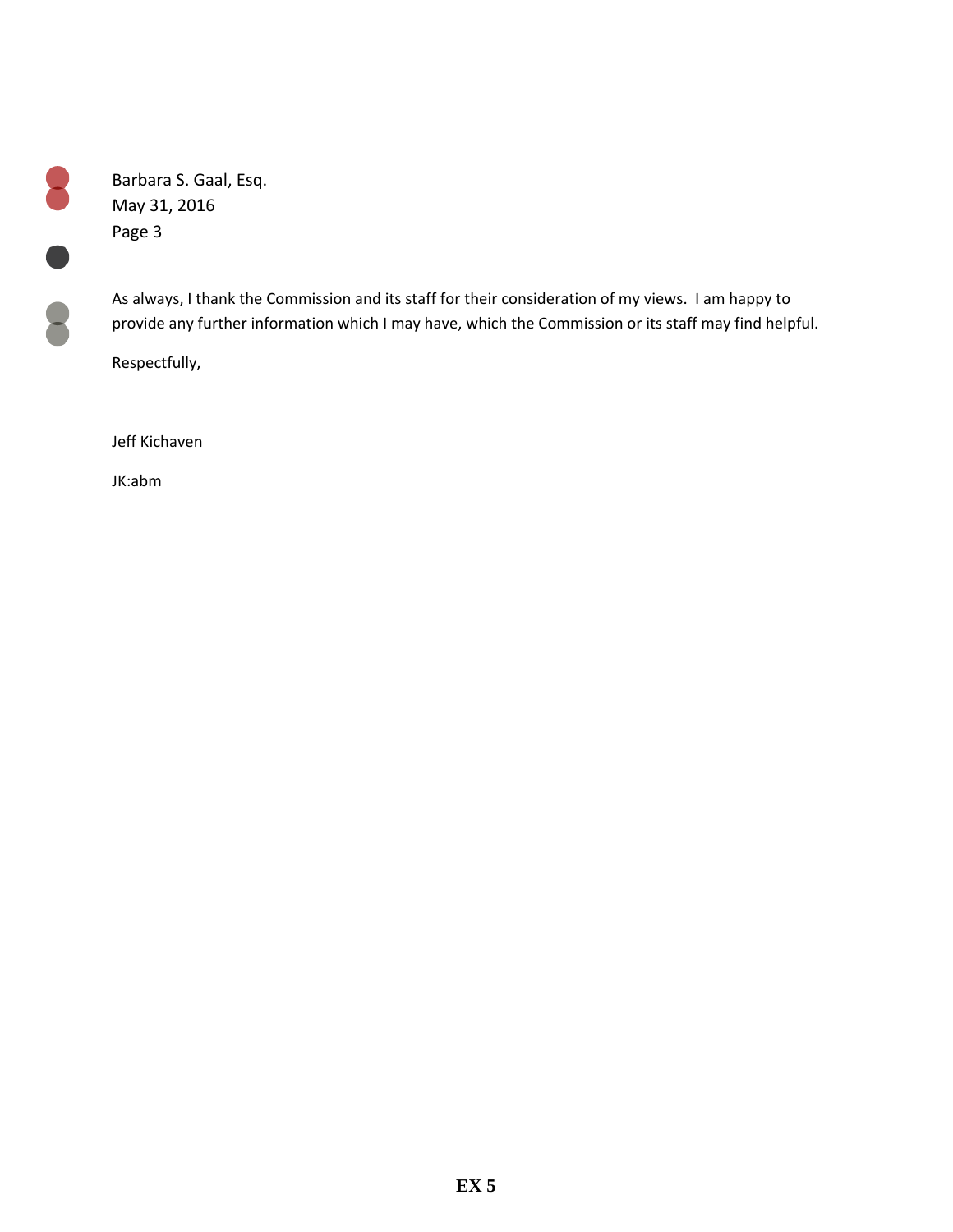Barbara S. Gaal, Esq.
May 31, 2016
Page 3

As always, I thank the Commission and its staff for their consideration of my views. I am happy to provide any further information which I may have, which the Commission or its staff may find helpful.

Respectfully,

Jeff Kichaven

JK:abm

**EX 5**